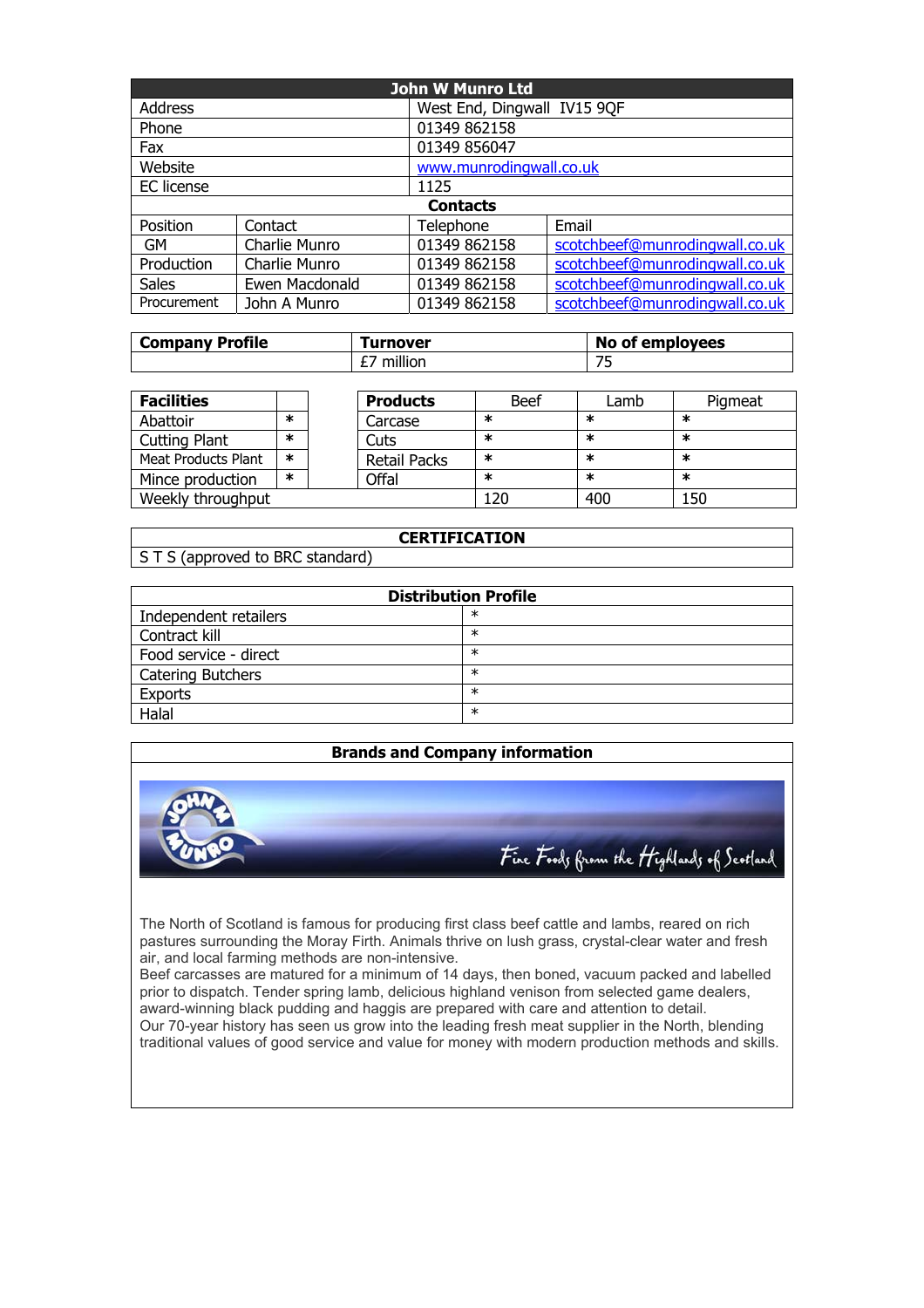| John W Munro Ltd | | | |
|---|---|---|---|
| Address | | West End, Dingwall IV15 9QF | |
| Phone | | 01349 862158 | |
| Fax | | 01349 856047 | |
| Website | | www.munrodingwall.co.uk | |
| EC license | | 1125 | |
| **Contacts** | | | |
| Position | Contact | Telephone | Email |
| GM | Charlie Munro | 01349 862158 | scotchbeef@munrodingwall.co.uk |
| Production | Charlie Munro | 01349 862158 | scotchbeef@munrodingwall.co.uk |
| Sales | Ewen Macdonald | 01349 862158 | scotchbeef@munrodingwall.co.uk |
| Procurement | John A Munro | 01349 862158 | scotchbeef@munrodingwall.co.uk |

| Company Profile | Turnover | No of employees |
|---|---|---|
| | £7 million | 75 |

| Facilities | |
|---|---|
| Abattoir | * |
| Cutting Plant | * |
| Meat Products Plant | * |
| Mince production | * |

| Products | Beef | Lamb | Pigmeat |
|---|---|---|---|
| Carcase | * | * | * |
| Cuts | * | * | * |
| Retail Packs | * | * | * |
| Offal | * | * | * |
| Weekly throughput | 120 | 400 | 150 |

| CERTIFICATION |
|---|
| S T S (approved to BRC standard) |

| Distribution Profile | |
|---|---|
| Independent retailers | * |
| Contract kill | * |
| Food service - direct | * |
| Catering Butchers | * |
| Exports | * |
| Halal | * |

## Brands and Company information

JOHN W MUNRO

Fine Foods from the Highlands of Scotland

The North of Scotland is famous for producing first class beef cattle and lambs, reared on rich pastures surrounding the Moray Firth. Animals thrive on lush grass, crystal-clear water and fresh air, and local farming methods are non-intensive.
Beef carcasses are matured for a minimum of 14 days, then boned, vacuum packed and labelled prior to dispatch. Tender spring lamb, delicious highland venison from selected game dealers, award-winning black pudding and haggis are prepared with care and attention to detail.
Our 70-year history has seen us grow into the leading fresh meat supplier in the North, blending traditional values of good service and value for money with modern production methods and skills.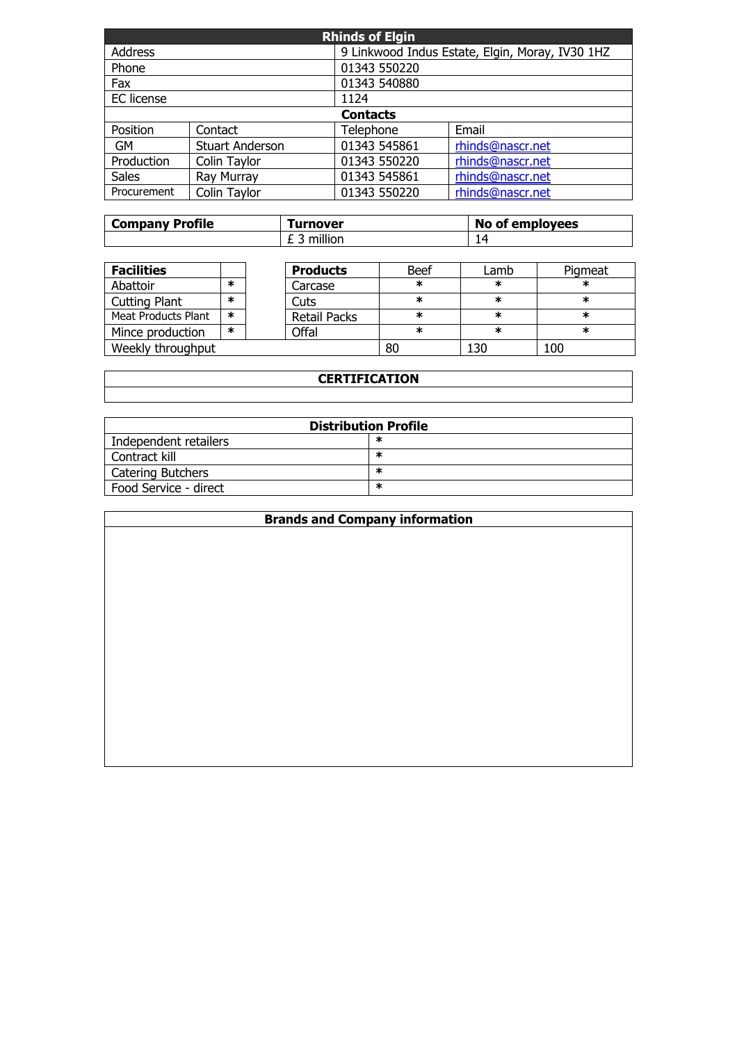| Rhinds of Elgin | | | |
|---|---|---|---|
| Address | | 9 Linkwood Indus Estate, Elgin, Moray, IV30 1HZ | |
| Phone | | 01343 550220 | |
| Fax | | 01343 540880 | |
| EC license | | 1124 | |
| **Contacts** | | | |
| Position | Contact | Telephone | Email |
| GM | Stuart Anderson | 01343 545861 | rhinds@nascr.net |
| Production | Colin Taylor | 01343 550220 | rhinds@nascr.net |
| Sales | Ray Murray | 01343 545861 | rhinds@nascr.net |
| Procurement | Colin Taylor | 01343 550220 | rhinds@nascr.net |

| **Company Profile** | **Turnover** | **No of employees** |
|---|---|---|
| | £ 3 million | 14 |

| **Facilities** | | **Products** | Beef | Lamb | Pigmeat |
|---|---|---|---|---|---|
| Abattoir | * | Carcase | * | * | * |
| Cutting Plant | * | Cuts | * | * | * |
| Meat Products Plant | * | Retail Packs | * | * | * |
| Mince production | * | Offal | * | * | * |
| Weekly throughput | | | 80 | 130 | 100 |

| **CERTIFICATION** |
|---|
| |

| **Distribution Profile** | |
|---|---|
| Independent retailers | * |
| Contract kill | * |
| Catering Butchers | * |
| Food Service - direct | * |

| **Brands and Company information** |
|---|
| |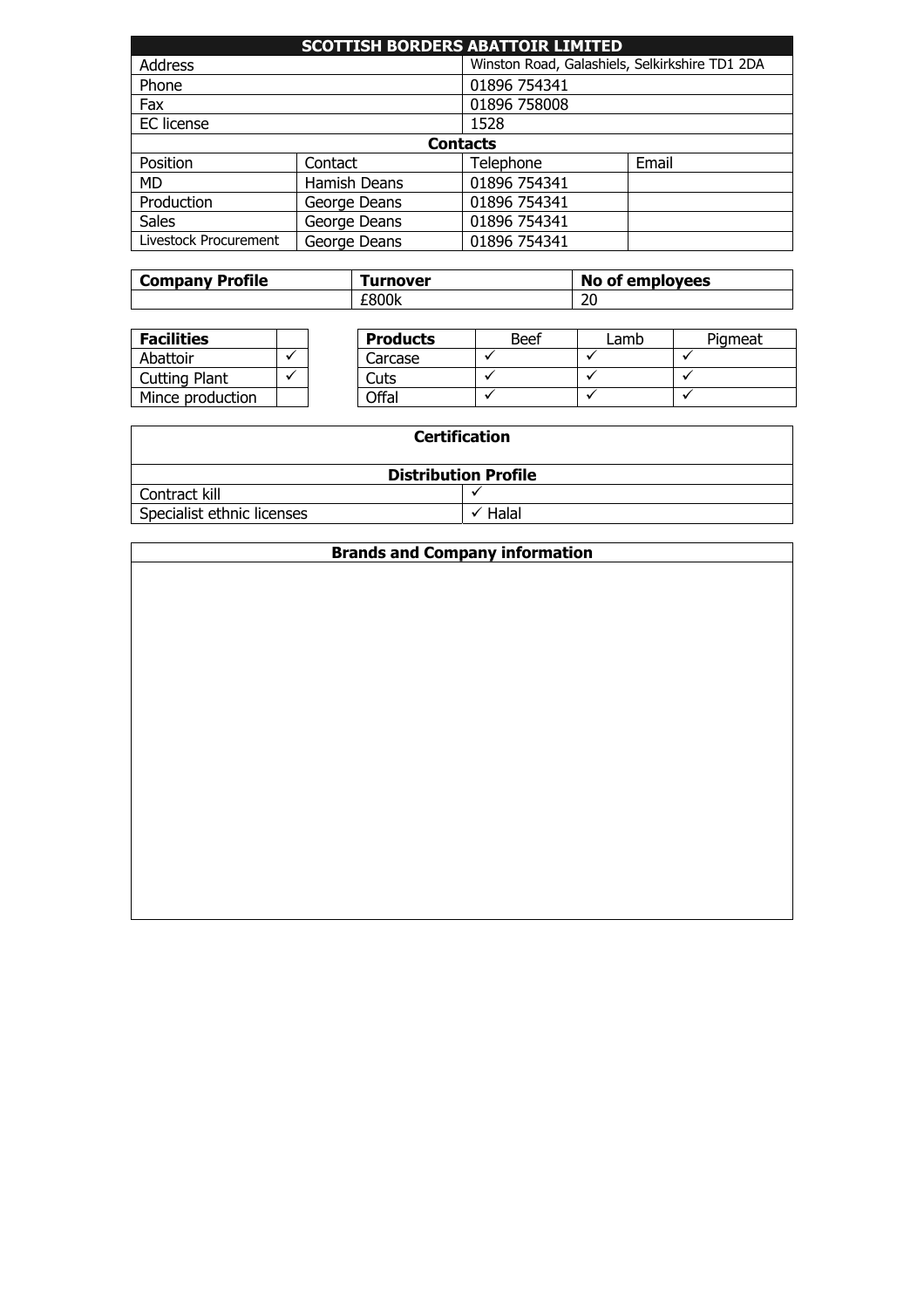| SCOTTISH BORDERS ABATTOIR LIMITED | | | |
|---|---|---|---|
| Address | | Winston Road, Galashiels, Selkirkshire TD1 2DA | |
| Phone | | 01896 754341 | |
| Fax | | 01896 758008 | |
| EC license | | 1528 | |
| **Contacts** | | | |
| Position | Contact | Telephone | Email |
| MD | Hamish Deans | 01896 754341 | |
| Production | George Deans | 01896 754341 | |
| Sales | George Deans | 01896 754341 | |
| Livestock Procurement | George Deans | 01896 754341 | |

| Company Profile | Turnover | No of employees |
|---|---|---|
| | £800k | 20 |

| Facilities | |
|---|---|
| Abattoir | ✓ |
| Cutting Plant | ✓ |
| Mince production | |

| Products | Beef | Lamb | Pigmeat |
|---|---|---|---|
| Carcase | ✓ | ✓ | ✓ |
| Cuts | ✓ | ✓ | ✓ |
| Offal | ✓ | ✓ | ✓ |

| Certification | |
|---|---|
| | |
| **Distribution Profile** | |
| Contract kill | ✓ |
| Specialist ethnic licenses | ✓ Halal |

| Brands and Company information |
|---|
| |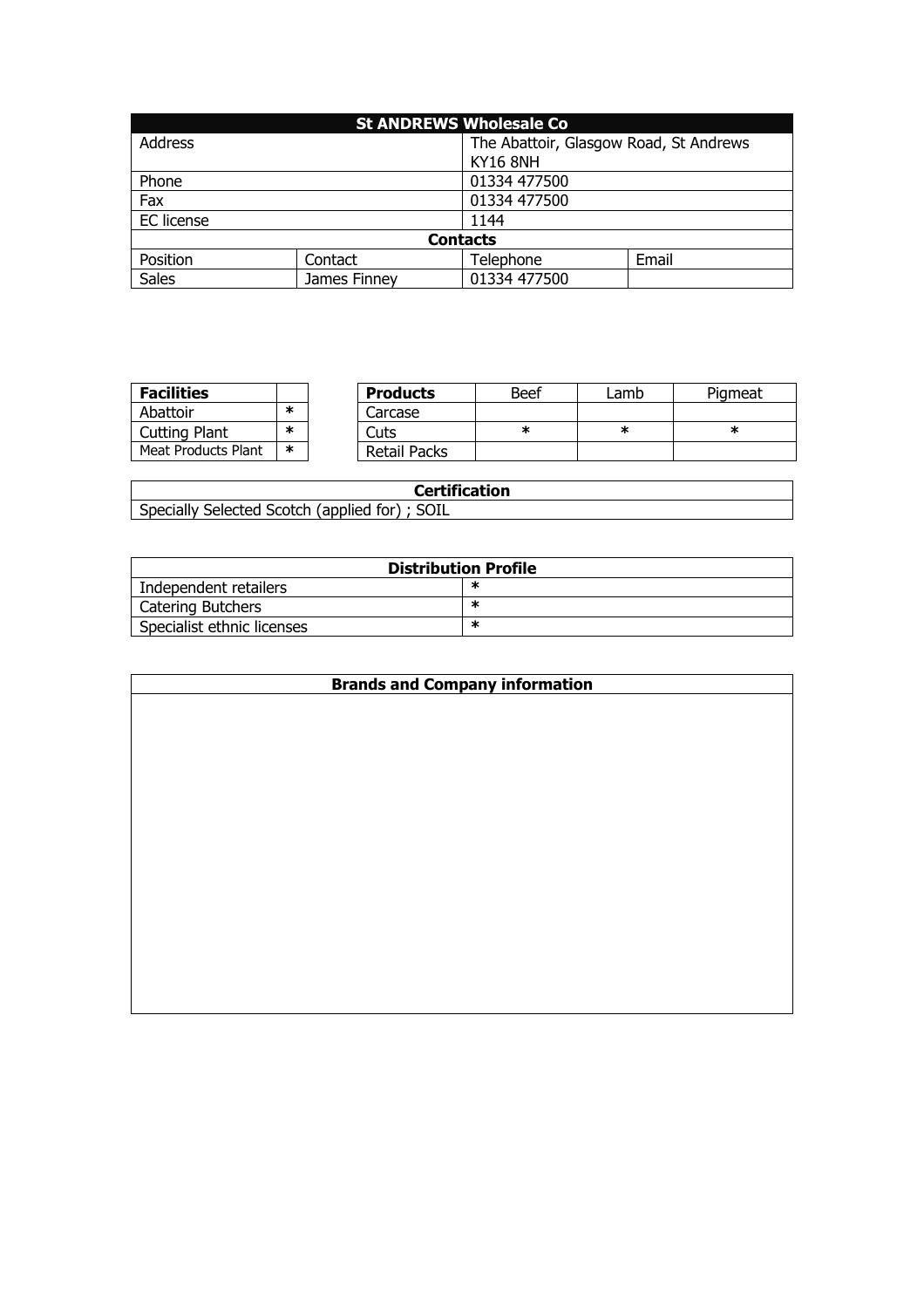| St ANDREWS Wholesale Co | | | |
|---|---|---|---|
| Address | | The Abattoir, Glasgow Road, St Andrews KY16 8NH | |
| Phone | | 01334 477500 | |
| Fax | | 01334 477500 | |
| EC license | | 1144 | |
| **Contacts** | | | |
| Position | Contact | Telephone | Email |
| Sales | James Finney | 01334 477500 | |

| Facilities | |
|---|---|
| Abattoir | * |
| Cutting Plant | * |
| Meat Products Plant | * |

| Products | Beef | Lamb | Pigmeat |
|---|---|---|---|
| Carcase | | | |
| Cuts | * | * | * |
| Retail Packs | | | |

| Certification |
|---|
| Specially Selected Scotch (applied for) ; SOIL |

| Distribution Profile | |
|---|---|
| Independent retailers | * |
| Catering Butchers | * |
| Specialist ethnic licenses | * |

| Brands and Company information |
|---|
| |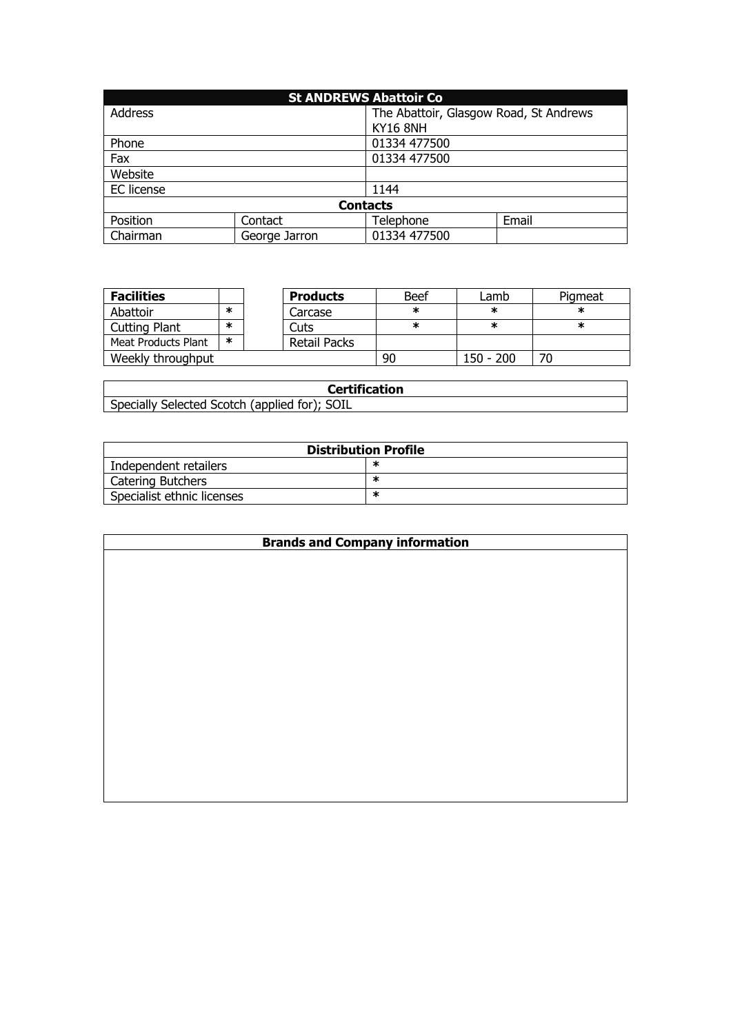| St ANDREWS Abattoir Co | | | |
|---|---|---|---|
| Address | | The Abattoir, Glasgow Road, St Andrews KY16 8NH | |
| Phone | | 01334 477500 | |
| Fax | | 01334 477500 | |
| Website | | | |
| EC license | | 1144 | |
| **Contacts** | | | |
| Position | Contact | Telephone | Email |
| Chairman | George Jarron | 01334 477500 | |

| **Facilities** | |
|---|---|
| Abattoir | * |
| Cutting Plant | * |
| Meat Products Plant | * |

| **Products** | Beef | Lamb | Pigmeat |
|---|---|---|---|
| Carcase | * | * | * |
| Cuts | * | * | * |
| Retail Packs | | | |
| Weekly throughput | 90 | 150 - 200 | 70 |

| **Certification** |
|---|
| Specially Selected Scotch (applied for); SOIL |

| **Distribution Profile** | |
|---|---|
| Independent retailers | * |
| Catering Butchers | * |
| Specialist ethnic licenses | * |

| **Brands and Company information** |
|---|
| |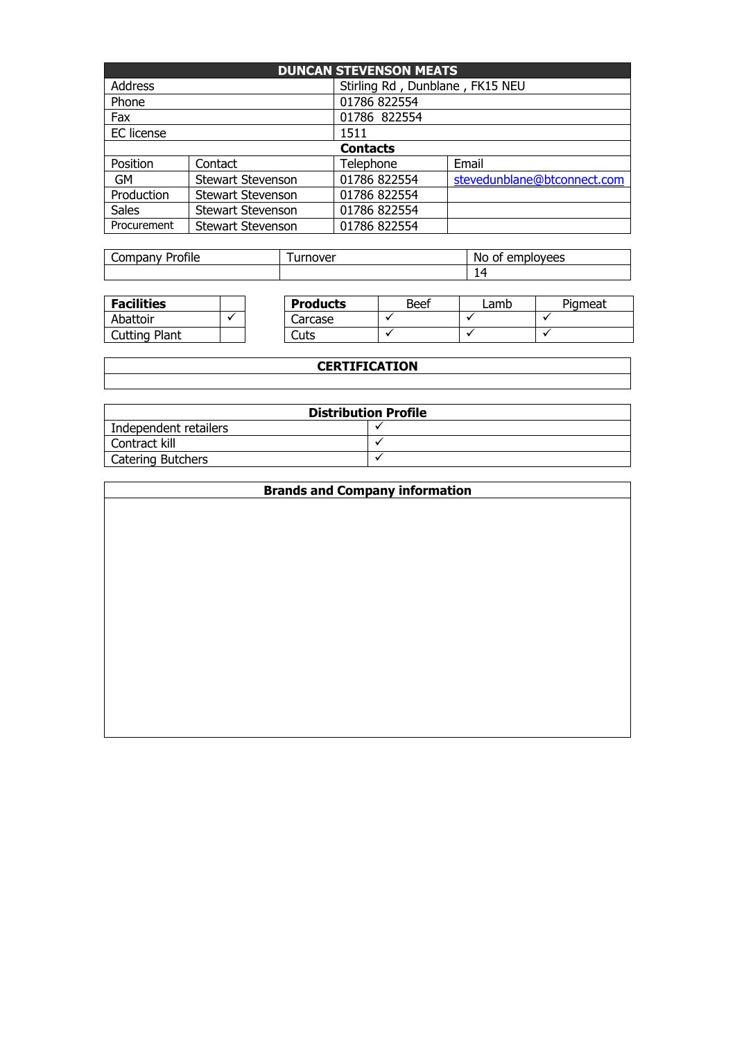| DUNCAN STEVENSON MEATS | | | |
|---|---|---|---|
| Address | | Stirling Rd , Dunblane , FK15 NEU | |
| Phone | | 01786 822554 | |
| Fax | | 01786  822554 | |
| EC license | | 1511 | |
| **Contacts** | | | |
| Position | Contact | Telephone | Email |
| GM | Stewart Stevenson | 01786 822554 | stevedunblane@btconnect.com |
| Production | Stewart Stevenson | 01786 822554 | |
| Sales | Stewart Stevenson | 01786 822554 | |
| Procurement | Stewart Stevenson | 01786 822554 | |

| Company Profile | Turnover | No of employees |
|---|---|---|
| | | 14 |

| **Facilities** | |
|---|---|
| Abattoir | ✓ |
| Cutting Plant | |

| **Products** | Beef | Lamb | Pigmeat |
|---|---|---|---|
| Carcase | ✓ | ✓ | ✓ |
| Cuts | ✓ | ✓ | ✓ |

| **CERTIFICATION** |
|---|
| |

| **Distribution Profile** | |
|---|---|
| Independent retailers | ✓ |
| Contract kill | ✓ |
| Catering Butchers | ✓ |

| **Brands and Company information** |
|---|
| |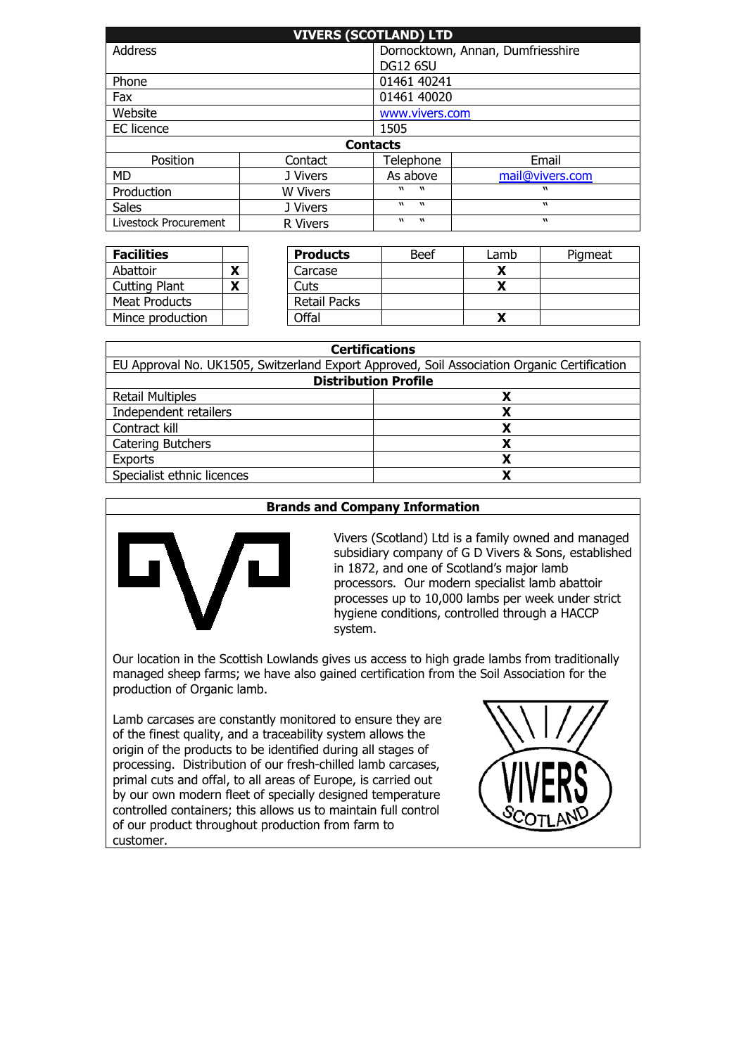| VIVERS (SCOTLAND) LTD | |
|---|---|
| Address | Dornocktown, Annan, Dumfriesshire DG12 6SU |
| Phone | 01461 40241 |
| Fax | 01461 40020 |
| Website | www.vivers.com |
| EC licence | 1505 |

**Contacts**

| Position | Contact | Telephone | Email |
|---|---|---|---|
| MD | J Vivers | As above | mail@vivers.com |
| Production | W Vivers | " " | " |
| Sales | J Vivers | " " | " |
| Livestock Procurement | R Vivers | " " | " |

| **Facilities** | |
|---|---|
| Abattoir | **X** |
| Cutting Plant | **X** |
| Meat Products | |
| Mince production | |

| **Products** | Beef | Lamb | Pigmeat |
|---|---|---|---|
| Carcase | | **X** | |
| Cuts | | **X** | |
| Retail Packs | | | |
| Offal | | **X** | |

**Certifications**

EU Approval No. UK1505, Switzerland Export Approved, Soil Association Organic Certification

**Distribution Profile**

| | |
|---|---|
| Retail Multiples | **X** |
| Independent retailers | **X** |
| Contract kill | **X** |
| Catering Butchers | **X** |
| Exports | **X** |
| Specialist ethnic licences | **X** |

**Brands and Company Information**

Vivers (Scotland) Ltd is a family owned and managed subsidiary company of G D Vivers & Sons, established in 1872, and one of Scotland's major lamb processors. Our modern specialist lamb abattoir processes up to 10,000 lambs per week under strict hygiene conditions, controlled through a HACCP system.

Our location in the Scottish Lowlands gives us access to high grade lambs from traditionally managed sheep farms; we have also gained certification from the Soil Association for the production of Organic lamb.

Lamb carcases are constantly monitored to ensure they are of the finest quality, and a traceability system allows the origin of the products to be identified during all stages of processing. Distribution of our fresh-chilled lamb carcases, primal cuts and offal, to all areas of Europe, is carried out by our own modern fleet of specially designed temperature controlled containers; this allows us to maintain full control of our product throughout production from farm to customer.

VIVERS SCOTLAND